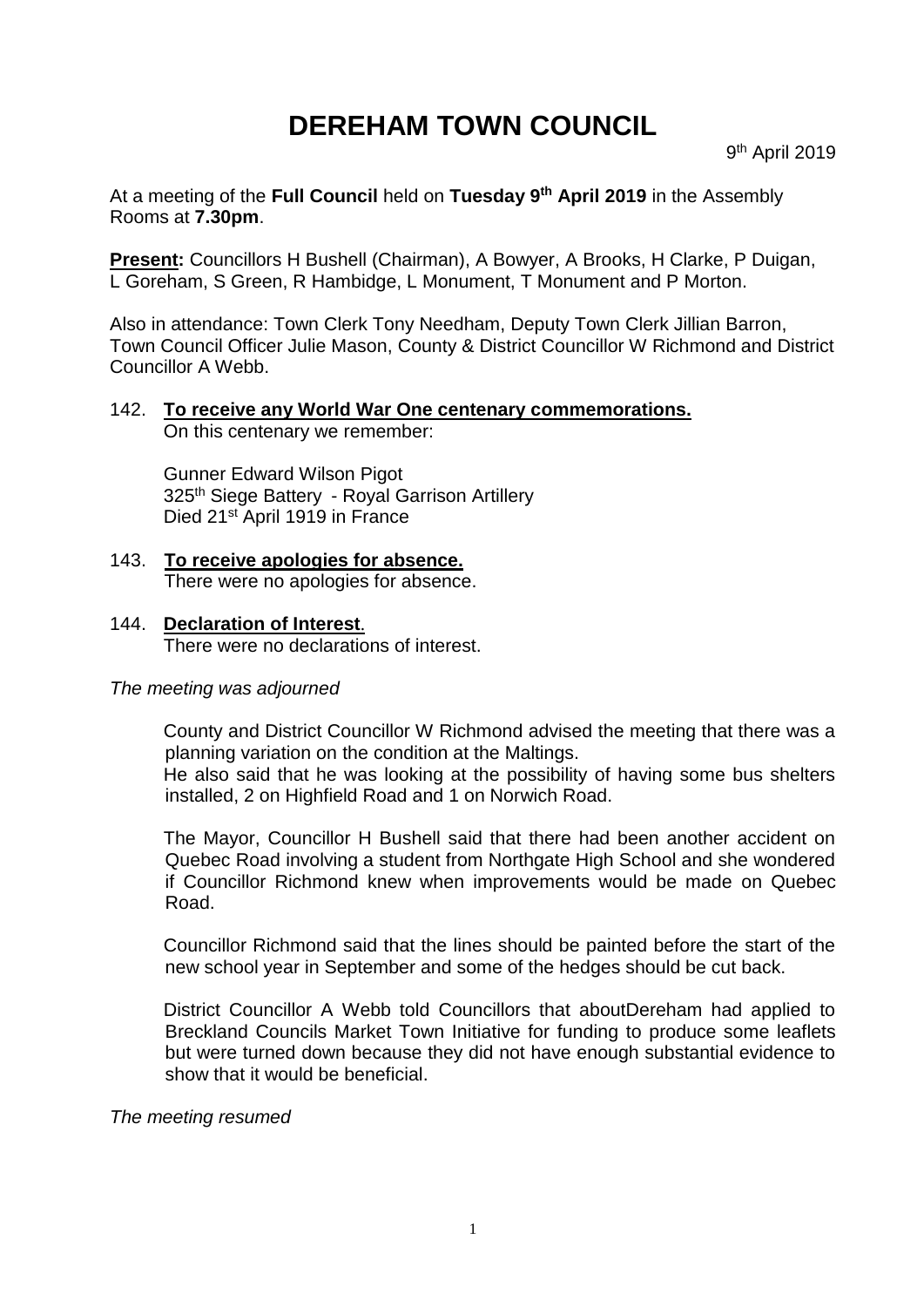# DEREHAM TOWN COUNCIL

9th April 2019

At a meeting of the **Full Council** held on **Tuesday 9th April 2019** in the Assembly Rooms at **7.30pm**.

**Present:** Councillors H Bushell (Chairman), A Bowyer, A Brooks, H Clarke, P Duigan, L Goreham, S Green, R Hambidge, L Monument, T Monument and P Morton.

Also in attendance: Town Clerk Tony Needham, Deputy Town Clerk Jillian Barron, Town Council Officer Julie Mason, County & District Councillor W Richmond and District Councillor A Webb.

142. **To receive any World War One centenary commemorations.**
On this centenary we remember:

Gunner Edward Wilson Pigot
325th Siege Battery - Royal Garrison Artillery
Died 21st April 1919 in France

143. **To receive apologies for absence.**
There were no apologies for absence.

144. **Declaration of Interest.**
There were no declarations of interest.

*The meeting was adjourned*

County and District Councillor W Richmond advised the meeting that there was a planning variation on the condition at the Maltings.
He also said that he was looking at the possibility of having some bus shelters installed, 2 on Highfield Road and 1 on Norwich Road.

The Mayor, Councillor H Bushell said that there had been another accident on Quebec Road involving a student from Northgate High School and she wondered if Councillor Richmond knew when improvements would be made on Quebec Road.

Councillor Richmond said that the lines should be painted before the start of the new school year in September and some of the hedges should be cut back.

District Councillor A Webb told Councillors that aboutDereham had applied to Breckland Councils Market Town Initiative for funding to produce some leaflets but were turned down because they did not have enough substantial evidence to show that it would be beneficial.

*The meeting resumed*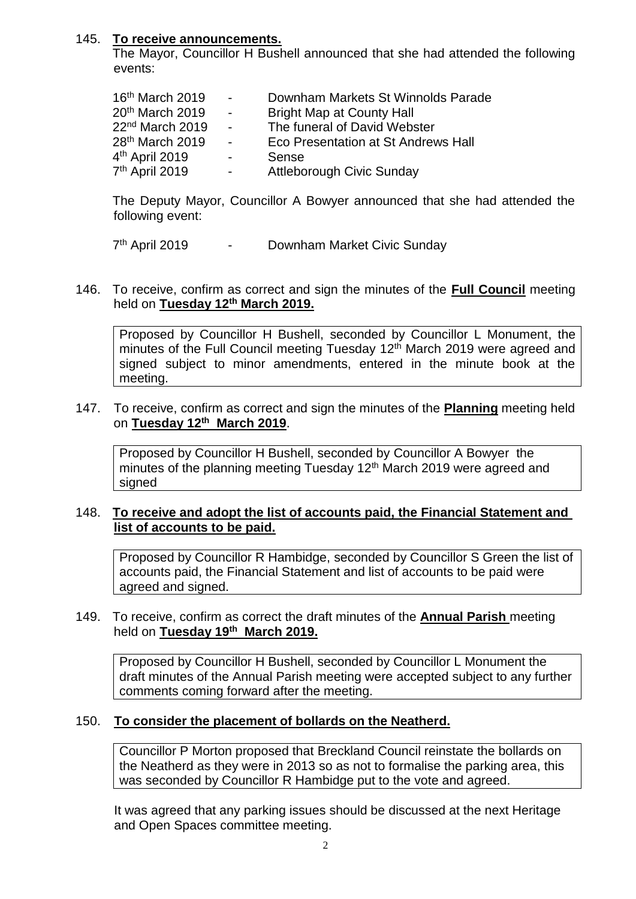145. **To receive announcements.**

The Mayor, Councillor H Bushell announced that she had attended the following events:

| | | |
|---|---|---|
| 16th March 2019 | - | Downham Markets St Winnolds Parade |
| 20th March 2019 | - | Bright Map at County Hall |
| 22nd March 2019 | - | The funeral of David Webster |
| 28th March 2019 | - | Eco Presentation at St Andrews Hall |
| 4th April 2019 | - | Sense |
| 7th April 2019 | - | Attleborough Civic Sunday |

The Deputy Mayor, Councillor A Bowyer announced that she had attended the following event:

7th April 2019 - Downham Market Civic Sunday

146. To receive, confirm as correct and sign the minutes of the **Full Council** meeting held on **Tuesday 12th March 2019.**

> Proposed by Councillor H Bushell, seconded by Councillor L Monument, the minutes of the Full Council meeting Tuesday 12th March 2019 were agreed and signed subject to minor amendments, entered in the minute book at the meeting.

147. To receive, confirm as correct and sign the minutes of the **Planning** meeting held on **Tuesday 12th March 2019**.

> Proposed by Councillor H Bushell, seconded by Councillor A Bowyer the minutes of the planning meeting Tuesday 12th March 2019 were agreed and signed

148. **To receive and adopt the list of accounts paid, the Financial Statement and list of accounts to be paid.**

> Proposed by Councillor R Hambidge, seconded by Councillor S Green the list of accounts paid, the Financial Statement and list of accounts to be paid were agreed and signed.

149. To receive, confirm as correct the draft minutes of the **Annual Parish** meeting held on **Tuesday 19th March 2019.**

> Proposed by Councillor H Bushell, seconded by Councillor L Monument the draft minutes of the Annual Parish meeting were accepted subject to any further comments coming forward after the meeting.

150. **To consider the placement of bollards on the Neatherd.**

> Councillor P Morton proposed that Breckland Council reinstate the bollards on the Neatherd as they were in 2013 so as not to formalise the parking area, this was seconded by Councillor R Hambidge put to the vote and agreed.

It was agreed that any parking issues should be discussed at the next Heritage and Open Spaces committee meeting.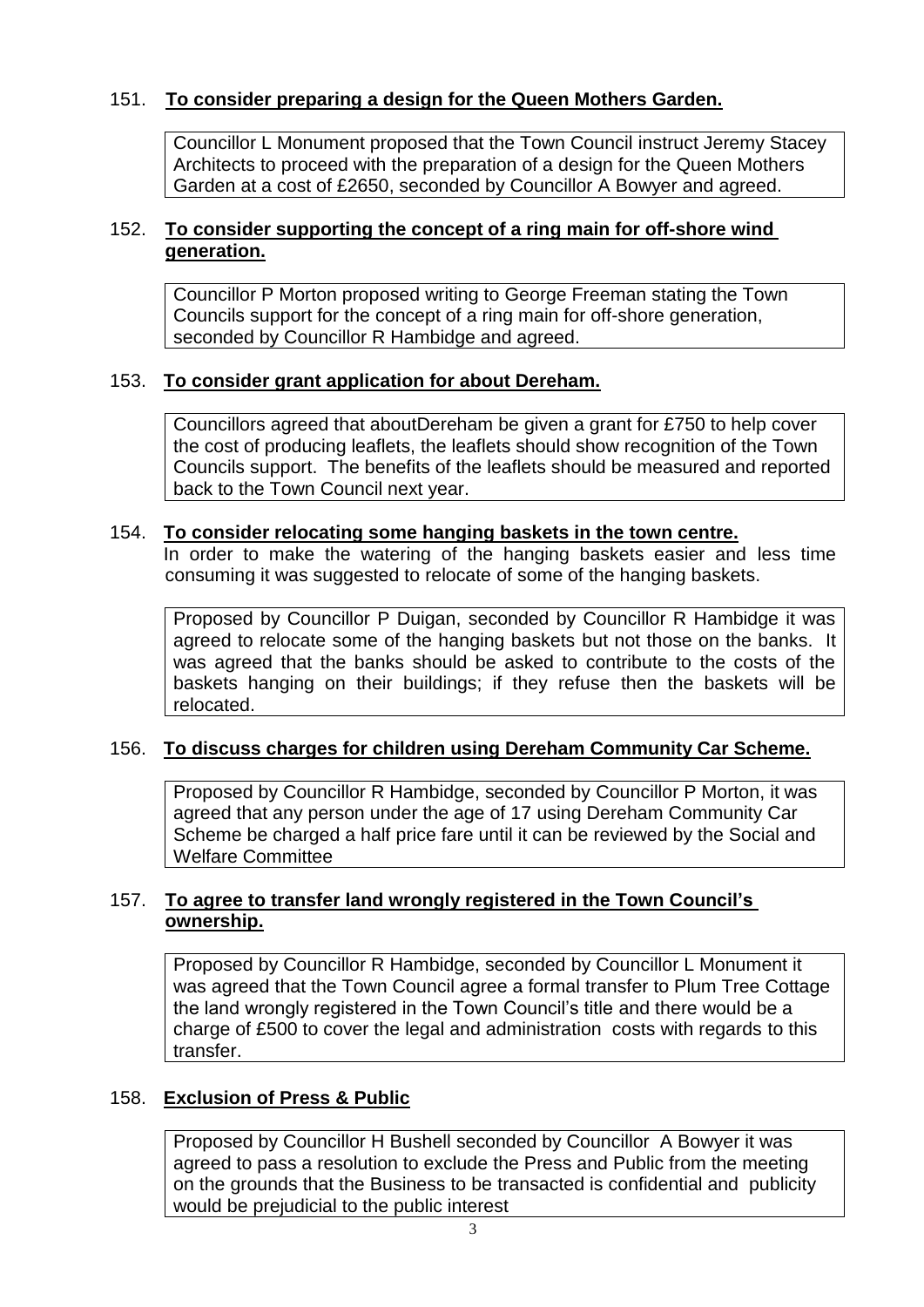## 151. **To consider preparing a design for the Queen Mothers Garden.**

Councillor L Monument proposed that the Town Council instruct Jeremy Stacey Architects to proceed with the preparation of a design for the Queen Mothers Garden at a cost of £2650, seconded by Councillor A Bowyer and agreed.

## 152. **To consider supporting the concept of a ring main for off-shore wind generation.**

Councillor P Morton proposed writing to George Freeman stating the Town Councils support for the concept of a ring main for off-shore generation, seconded by Councillor R Hambidge and agreed.

## 153. **To consider grant application for about Dereham.**

Councillors agreed that aboutDereham be given a grant for £750 to help cover the cost of producing leaflets, the leaflets should show recognition of the Town Councils support. The benefits of the leaflets should be measured and reported back to the Town Council next year.

## 154. **To consider relocating some hanging baskets in the town centre.**

In order to make the watering of the hanging baskets easier and less time consuming it was suggested to relocate of some of the hanging baskets.

Proposed by Councillor P Duigan, seconded by Councillor R Hambidge it was agreed to relocate some of the hanging baskets but not those on the banks. It was agreed that the banks should be asked to contribute to the costs of the baskets hanging on their buildings; if they refuse then the baskets will be relocated.

## 156. **To discuss charges for children using Dereham Community Car Scheme.**

Proposed by Councillor R Hambidge, seconded by Councillor P Morton, it was agreed that any person under the age of 17 using Dereham Community Car Scheme be charged a half price fare until it can be reviewed by the Social and Welfare Committee

## 157. **To agree to transfer land wrongly registered in the Town Council's ownership.**

Proposed by Councillor R Hambidge, seconded by Councillor L Monument it was agreed that the Town Council agree a formal transfer to Plum Tree Cottage the land wrongly registered in the Town Council's title and there would be a charge of £500 to cover the legal and administration costs with regards to this transfer.

## 158. **Exclusion of Press & Public**

Proposed by Councillor H Bushell seconded by Councillor A Bowyer it was agreed to pass a resolution to exclude the Press and Public from the meeting on the grounds that the Business to be transacted is confidential and publicity would be prejudicial to the public interest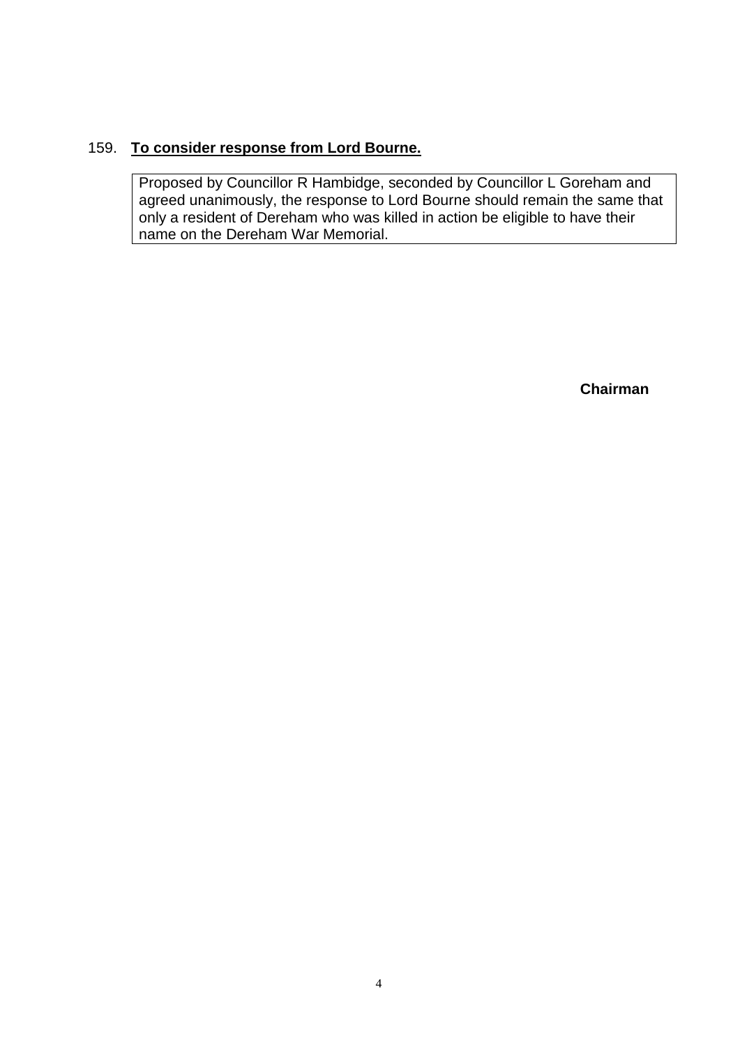159. **To consider response from Lord Bourne.**

Proposed by Councillor R Hambidge, seconded by Councillor L Goreham and agreed unanimously, the response to Lord Bourne should remain the same that only a resident of Dereham who was killed in action be eligible to have their name on the Dereham War Memorial.

**Chairman**